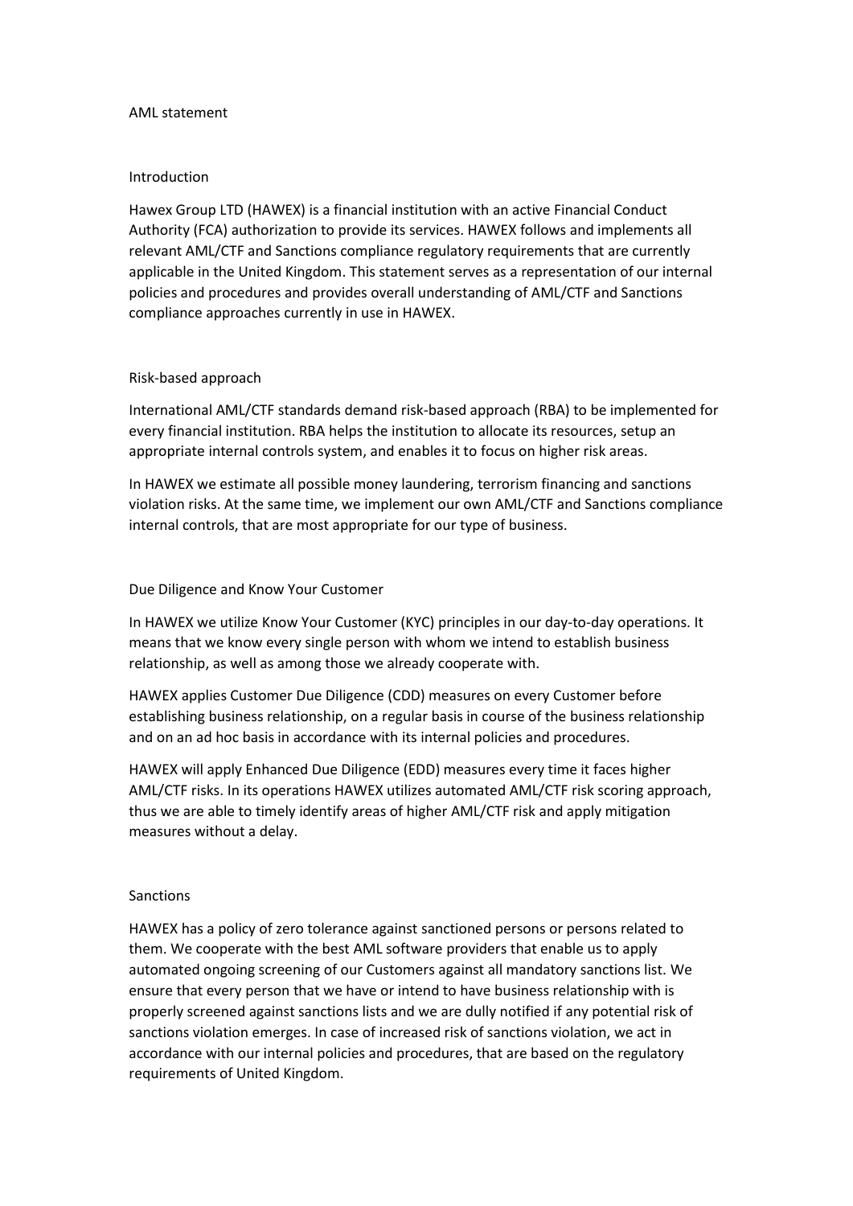# AML statement

## Introduction

Hawex Group LTD (HAWEX) is a financial institution with an active Financial Conduct Authority (FCA) authorization to provide its services. HAWEX follows and implements all relevant AML/CTF and Sanctions compliance regulatory requirements that are currently applicable in the United Kingdom. This statement serves as a representation of our internal policies and procedures and provides overall understanding of AML/CTF and Sanctions compliance approaches currently in use in HAWEX.

## Risk-based approach

International AML/CTF standards demand risk-based approach (RBA) to be implemented for every financial institution. RBA helps the institution to allocate its resources, setup an appropriate internal controls system, and enables it to focus on higher risk areas.

In HAWEX we estimate all possible money laundering, terrorism financing and sanctions violation risks. At the same time, we implement our own AML/CTF and Sanctions compliance internal controls, that are most appropriate for our type of business.

## Due Diligence and Know Your Customer

In HAWEX we utilize Know Your Customer (KYC) principles in our day-to-day operations. It means that we know every single person with whom we intend to establish business relationship, as well as among those we already cooperate with.

HAWEX applies Customer Due Diligence (CDD) measures on every Customer before establishing business relationship, on a regular basis in course of the business relationship and on an ad hoc basis in accordance with its internal policies and procedures.

HAWEX will apply Enhanced Due Diligence (EDD) measures every time it faces higher AML/CTF risks. In its operations HAWEX utilizes automated AML/CTF risk scoring approach, thus we are able to timely identify areas of higher AML/CTF risk and apply mitigation measures without a delay.

## Sanctions

HAWEX has a policy of zero tolerance against sanctioned persons or persons related to them. We cooperate with the best AML software providers that enable us to apply automated ongoing screening of our Customers against all mandatory sanctions list. We ensure that every person that we have or intend to have business relationship with is properly screened against sanctions lists and we are dully notified if any potential risk of sanctions violation emerges. In case of increased risk of sanctions violation, we act in accordance with our internal policies and procedures, that are based on the regulatory requirements of United Kingdom.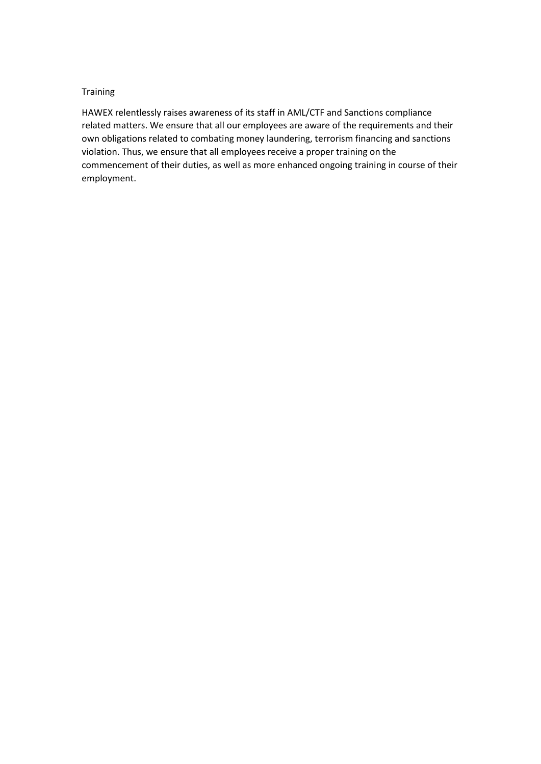## Training

HAWEX relentlessly raises awareness of its staff in AML/CTF and Sanctions compliance related matters. We ensure that all our employees are aware of the requirements and their own obligations related to combating money laundering, terrorism financing and sanctions violation. Thus, we ensure that all employees receive a proper training on the commencement of their duties, as well as more enhanced ongoing training in course of their employment.